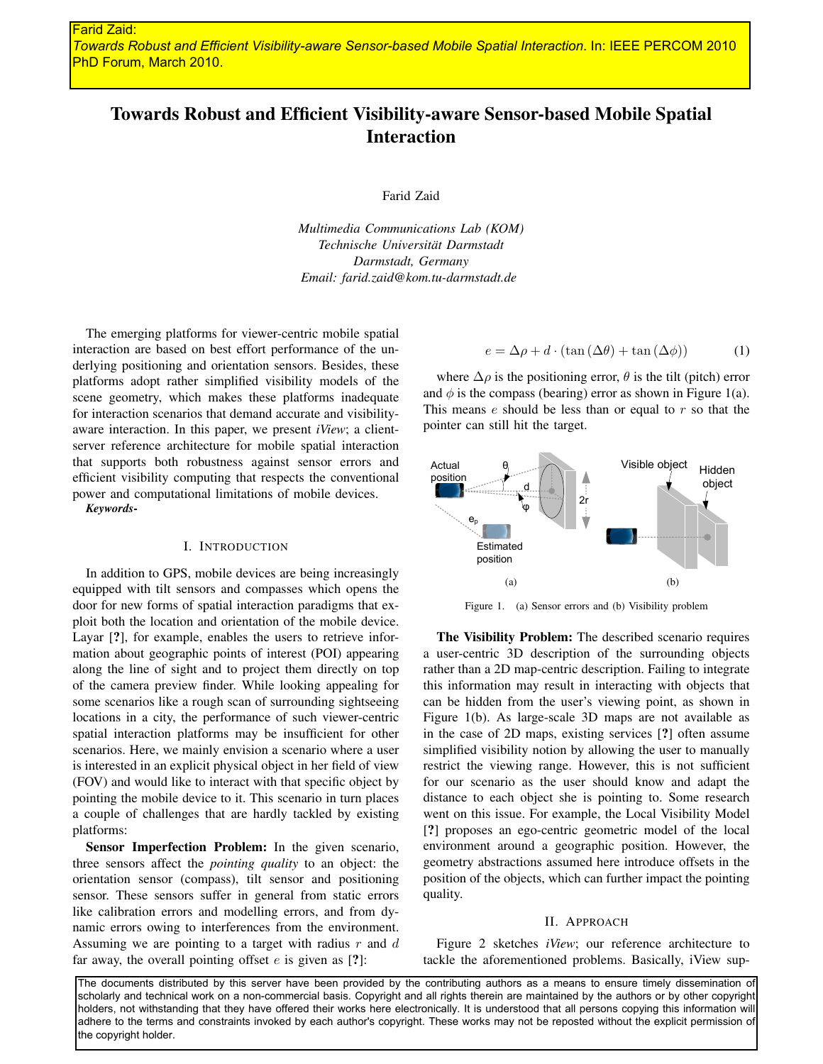Farid Zaid:
*Towards Robust and Efficient Visibility-aware Sensor-based Mobile Spatial Interaction*. In: IEEE PERCOM 2010 PhD Forum, March 2010.

# Towards Robust and Efficient Visibility-aware Sensor-based Mobile Spatial Interaction

Farid Zaid

*Multimedia Communications Lab (KOM)*
*Technische Universität Darmstadt*
*Darmstadt, Germany*
*Email: farid.zaid@kom.tu-darmstadt.de*

The emerging platforms for viewer-centric mobile spatial interaction are based on best effort performance of the underlying positioning and orientation sensors. Besides, these platforms adopt rather simplified visibility models of the scene geometry, which makes these platforms inadequate for interaction scenarios that demand accurate and visibility-aware interaction. In this paper, we present *iView*; a client-server reference architecture for mobile spatial interaction that supports both robustness against sensor errors and efficient visibility computing that respects the conventional power and computational limitations of mobile devices.

***Keywords-***

## I. Introduction

In addition to GPS, mobile devices are being increasingly equipped with tilt sensors and compasses which opens the door for new forms of spatial interaction paradigms that exploit both the location and orientation of the mobile device. Layar [?], for example, enables the users to retrieve information about geographic points of interest (POI) appearing along the line of sight and to project them directly on top of the camera preview finder. While looking appealing for some scenarios like a rough scan of surrounding sightseeing locations in a city, the performance of such viewer-centric spatial interaction platforms may be insufficient for other scenarios. Here, we mainly envision a scenario where a user is interested in an explicit physical object in her field of view (FOV) and would like to interact with that specific object by pointing the mobile device to it. This scenario in turn places a couple of challenges that are hardly tackled by existing platforms:

**Sensor Imperfection Problem:** In the given scenario, three sensors affect the *pointing quality* to an object: the orientation sensor (compass), tilt sensor and positioning sensor. These sensors suffer in general from static errors like calibration errors and modelling errors, and from dynamic errors owing to interferences from the environment. Assuming we are pointing to a target with radius $r$ and $d$ far away, the overall pointing offset $e$ is given as [?]:

$$e = \Delta\rho + d \cdot (\tan(\Delta\theta) + \tan(\Delta\phi)) \tag{1}$$

where $\Delta\rho$ is the positioning error, $\theta$ is the tilt (pitch) error and $\phi$ is the compass (bearing) error as shown in Figure 1(a). This means $e$ should be less than or equal to $r$ so that the pointer can still hit the target.

Figure 1. (a) Sensor errors and (b) Visibility problem

**The Visibility Problem:** The described scenario requires a user-centric 3D description of the surrounding objects rather than a 2D map-centric description. Failing to integrate this information may result in interacting with objects that can be hidden from the user's viewing point, as shown in Figure 1(b). As large-scale 3D maps are not available as in the case of 2D maps, existing services [?] often assume simplified visibility notion by allowing the user to manually restrict the viewing range. However, this is not sufficient for our scenario as the user should know and adapt the distance to each object she is pointing to. Some research went on this issue. For example, the Local Visibility Model [?] proposes an ego-centric geometric model of the local environment around a geographic position. However, the geometry abstractions assumed here introduce offsets in the position of the objects, which can further impact the pointing quality.

## II. Approach

Figure 2 sketches *iView*; our reference architecture to tackle the aforementioned problems. Basically, iView sup-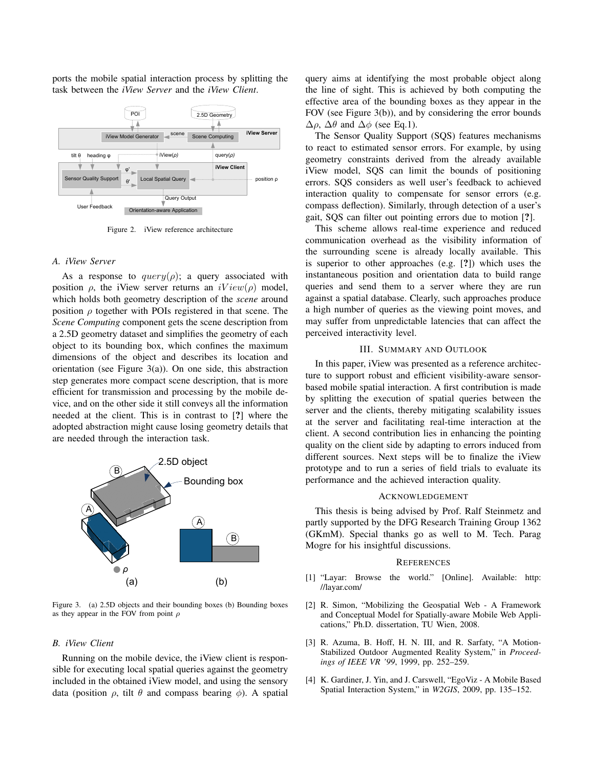ports the mobile spatial interaction process by splitting the task between the *iView Server* and the *iView Client*.

POI

2.5D Geometry

iView Model Generator

scene

Scene Computing

iView Server

tilt θ

heading φ

iView(ρ)

query(ρ)

iView Client

φ'

Sensor Quality Support

θ'

Local Spatial Query

position ρ

Query Output

User Feedback

Orientation-aware Application

Figure 2. iView reference architecture

### A. iView Server

As a response to $query(\rho)$; a query associated with position $\rho$, the iView server returns an $iView(\rho)$ model, which holds both geometry description of the *scene* around position $\rho$ together with POIs registered in that scene. The *Scene Computing* component gets the scene description from a 2.5D geometry dataset and simplifies the geometry of each object to its bounding box, which confines the maximum dimensions of the object and describes its location and orientation (see Figure 3(a)). On one side, this abstraction step generates more compact scene description, that is more efficient for transmission and processing by the mobile device, and on the other side it still conveys all the information needed at the client. This is in contrast to [**?**] where the adopted abstraction might cause losing geometry details that are needed through the interaction task.

2.5D object

Bounding box

B

A

A

B

ρ

(a)

(b)

Figure 3. (a) 2.5D objects and their bounding boxes (b) Bounding boxes as they appear in the FOV from point $\rho$

### B. iView Client

Running on the mobile device, the iView client is responsible for executing local spatial queries against the geometry included in the obtained iView model, and using the sensory data (position $\rho$, tilt $\theta$ and compass bearing $\phi$). A spatial query aims at identifying the most probable object along the line of sight. This is achieved by both computing the effective area of the bounding boxes as they appear in the FOV (see Figure 3(b)), and by considering the error bounds $\Delta\rho$, $\Delta\theta$ and $\Delta\phi$ (see Eq.1).

The Sensor Quality Support (SQS) features mechanisms to react to estimated sensor errors. For example, by using geometry constraints derived from the already available iView model, SQS can limit the bounds of positioning errors. SQS considers as well user's feedback to achieved interaction quality to compensate for sensor errors (e.g. compass deflection). Similarly, through detection of a user's gait, SQS can filter out pointing errors due to motion [**?**].

This scheme allows real-time experience and reduced communication overhead as the visibility information of the surrounding scene is already locally available. This is superior to other approaches (e.g. [**?**]) which uses the instantaneous position and orientation data to build range queries and send them to a server where they are run against a spatial database. Clearly, such approaches produce a high number of queries as the viewing point moves, and may suffer from unpredictable latencies that can affect the perceived interactivity level.

## III. Summary and Outlook

In this paper, iView was presented as a reference architecture to support robust and efficient visibility-aware sensor-based mobile spatial interaction. A first contribution is made by splitting the execution of spatial queries between the server and the clients, thereby mitigating scalability issues at the server and facilitating real-time interaction at the client. A second contribution lies in enhancing the pointing quality on the client side by adapting to errors induced from different sources. Next steps will be to finalize the iView prototype and to run a series of field trials to evaluate its performance and the achieved interaction quality.

## Acknowledgement

This thesis is being advised by Prof. Ralf Steinmetz and partly supported by the DFG Research Training Group 1362 (GKmM). Special thanks go as well to M. Tech. Parag Mogre for his insightful discussions.

## References

[1] "Layar: Browse the world." [Online]. Available: http://layar.com/

[2] R. Simon, "Mobilizing the Geospatial Web - A Framework and Conceptual Model for Spatially-aware Mobile Web Applications," Ph.D. dissertation, TU Wien, 2008.

[3] R. Azuma, B. Hoff, H. N. III, and R. Sarfaty, "A Motion-Stabilized Outdoor Augmented Reality System," in *Proceedings of IEEE VR '99*, 1999, pp. 252–259.

[4] K. Gardiner, J. Yin, and J. Carswell, "EgoViz - A Mobile Based Spatial Interaction System," in *W2GIS*, 2009, pp. 135–152.